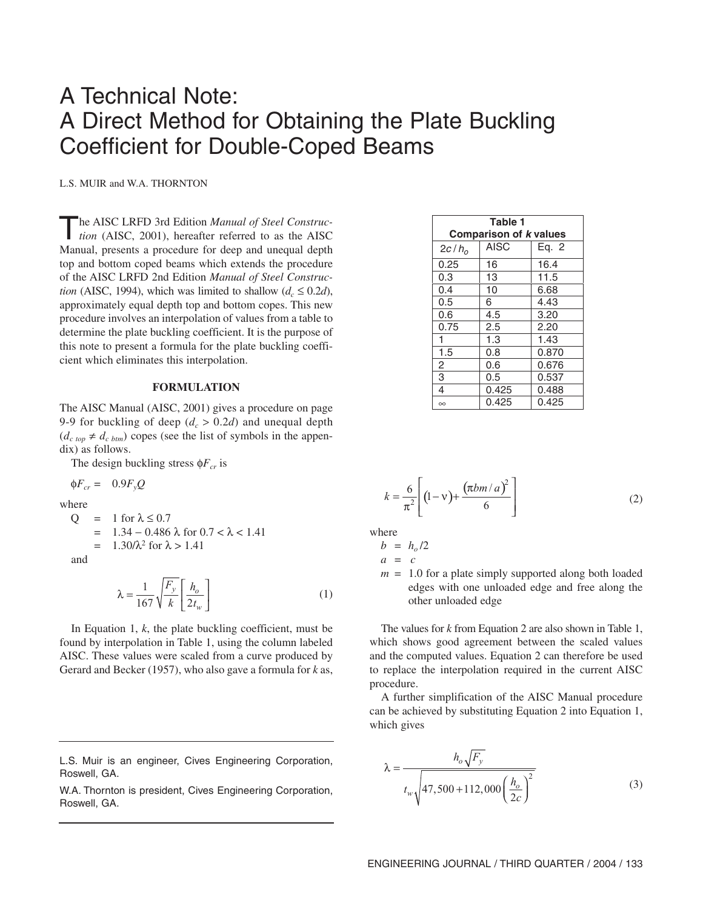# A Technical Note: A Direct Method for Obtaining the Plate Buckling Coefficient for Double-Coped Beams

L.S. MUIR and W.A. THORNTON

The AISC LRFD 3rd Edition *Manual of Steel Construction* (AISC, 2001), hereafter referred to as the AISC Manual, presents a procedure for deep and unequal depth top and bottom coped beams which extends the procedure of the AISC LRFD 2nd Edition *Manual of Steel Construction* (AISC, 1994), which was limited to shallow ($d_c \leq 0.2d$), approximately equal depth top and bottom copes. This new procedure involves an interpolation of values from a table to determine the plate buckling coefficient. It is the purpose of this note to present a formula for the plate buckling coefficient which eliminates this interpolation.

## FORMULATION

The AISC Manual (AISC, 2001) gives a procedure on page 9-9 for buckling of deep ($d_c > 0.2d$) and unequal depth ($d_{c\,top} \neq d_{c\,btm}$) copes (see the list of symbols in the appendix) as follows.

The design buckling stress $\phi F_{cr}$ is

$$\phi F_{cr} = 0.9 F_y Q$$

where

$Q = 1$ for $\lambda \leq 0.7$

$= 1.34 - 0.486\,\lambda$ for $0.7 < \lambda < 1.41$

$= 1.30/\lambda^2$ for $\lambda > 1.41$

and

$$\lambda = \frac{1}{167}\sqrt{\frac{F_y}{k}}\left[\frac{h_o}{2t_w}\right] \tag{1}$$

In Equation 1, $k$, the plate buckling coefficient, must be found by interpolation in Table 1, using the column labeled AISC. These values were scaled from a curve produced by Gerard and Becker (1957), who also gave a formula for $k$ as,

**Table 1**
**Comparison of *k* values**

| $2c/h_o$ | AISC | Eq. 2 |
|---|---|---|
| 0.25 | 16 | 16.4 |
| 0.3 | 13 | 11.5 |
| 0.4 | 10 | 6.68 |
| 0.5 | 6 | 4.43 |
| 0.6 | 4.5 | 3.20 |
| 0.75 | 2.5 | 2.20 |
| 1 | 1.3 | 1.43 |
| 1.5 | 0.8 | 0.870 |
| 2 | 0.6 | 0.676 |
| 3 | 0.5 | 0.537 |
| 4 | 0.425 | 0.488 |
| $\infty$ | 0.425 | 0.425 |

$$k = \frac{6}{\pi^2}\left[(1-\nu) + \frac{(\pi b m / a)^2}{6}\right] \tag{2}$$

where

$b = h_o/2$

$a = c$

$m = 1.0$ for a plate simply supported along both loaded edges with one unloaded edge and free along the other unloaded edge

The values for $k$ from Equation 2 are also shown in Table 1, which shows good agreement between the scaled values and the computed values. Equation 2 can therefore be used to replace the interpolation required in the current AISC procedure.

A further simplification of the AISC Manual procedure can be achieved by substituting Equation 2 into Equation 1, which gives

$$\lambda = \frac{h_o\sqrt{F_y}}{t_w\sqrt{47{,}500 + 112{,}000\left(\dfrac{h_o}{2c}\right)^2}} \tag{3}$$

L.S. Muir is an engineer, Cives Engineering Corporation, Roswell, GA.

W.A. Thornton is president, Cives Engineering Corporation, Roswell, GA.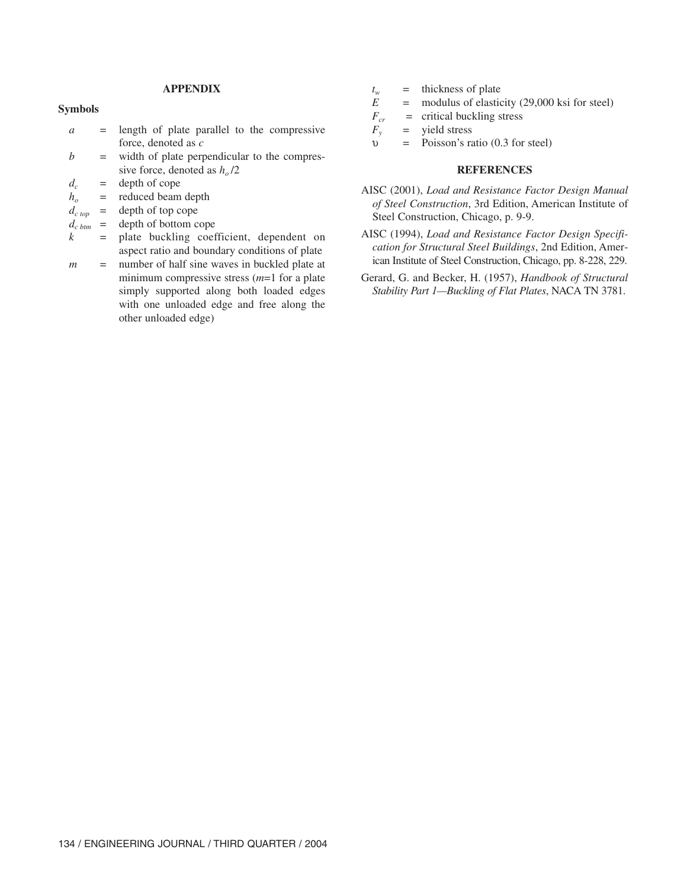## APPENDIX

### Symbols

$a$ = length of plate parallel to the compressive force, denoted as $c$

$b$ = width of plate perpendicular to the compressive force, denoted as $h_o/2$

$d_c$ = depth of cope

$h_o$ = reduced beam depth

$d_{c\ top}$ = depth of top cope

$d_{c\ btm}$ = depth of bottom cope

$k$ = plate buckling coefficient, dependent on aspect ratio and boundary conditions of plate

$m$ = number of half sine waves in buckled plate at minimum compressive stress ($m$=1 for a plate simply supported along both loaded edges with one unloaded edge and free along the other unloaded edge)

$t_w$ = thickness of plate

$E$ = modulus of elasticity (29,000 ksi for steel)

$F_{cr}$ = critical buckling stress

$F_y$ = yield stress

$\upsilon$ = Poisson's ratio (0.3 for steel)

## REFERENCES

AISC (2001), *Load and Resistance Factor Design Manual of Steel Construction*, 3rd Edition, American Institute of Steel Construction, Chicago, p. 9-9.

AISC (1994), *Load and Resistance Factor Design Specification for Structural Steel Buildings*, 2nd Edition, American Institute of Steel Construction, Chicago, pp. 8-228, 229.

Gerard, G. and Becker, H. (1957), *Handbook of Structural Stability Part 1—Buckling of Flat Plates*, NACA TN 3781.